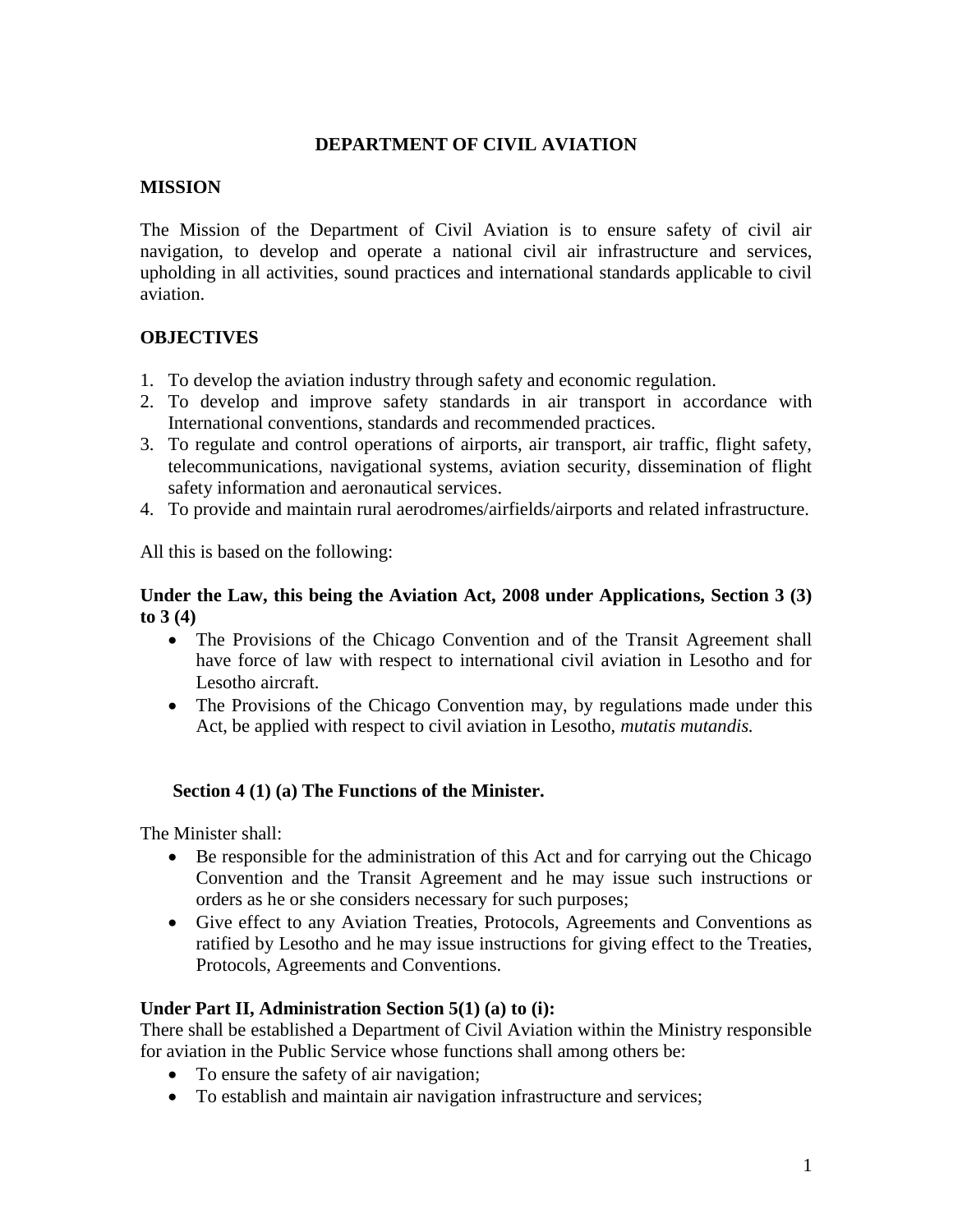# DEPARTMENT OF CIVIL AVIATION

## MISSION

The Mission of the Department of Civil Aviation is to ensure safety of civil air navigation, to develop and operate a national civil air infrastructure and services, upholding in all activities, sound practices and international standards applicable to civil aviation.

## OBJECTIVES

1. To develop the aviation industry through safety and economic regulation.
2. To develop and improve safety standards in air transport in accordance with International conventions, standards and recommended practices.
3. To regulate and control operations of airports, air transport, air traffic, flight safety, telecommunications, navigational systems, aviation security, dissemination of flight safety information and aeronautical services.
4. To provide and maintain rural aerodromes/airfields/airports and related infrastructure.

All this is based on the following:

**Under the Law, this being the Aviation Act, 2008 under Applications, Section 3 (3) to 3 (4)**

- The Provisions of the Chicago Convention and of the Transit Agreement shall have force of law with respect to international civil aviation in Lesotho and for Lesotho aircraft.
- The Provisions of the Chicago Convention may, by regulations made under this Act, be applied with respect to civil aviation in Lesotho, *mutatis mutandis.*

**Section 4 (1) (a) The Functions of the Minister.**

The Minister shall:

- Be responsible for the administration of this Act and for carrying out the Chicago Convention and the Transit Agreement and he may issue such instructions or orders as he or she considers necessary for such purposes;
- Give effect to any Aviation Treaties, Protocols, Agreements and Conventions as ratified by Lesotho and he may issue instructions for giving effect to the Treaties, Protocols, Agreements and Conventions.

**Under Part II, Administration Section 5(1) (a) to (i):**

There shall be established a Department of Civil Aviation within the Ministry responsible for aviation in the Public Service whose functions shall among others be:

- To ensure the safety of air navigation;
- To establish and maintain air navigation infrastructure and services;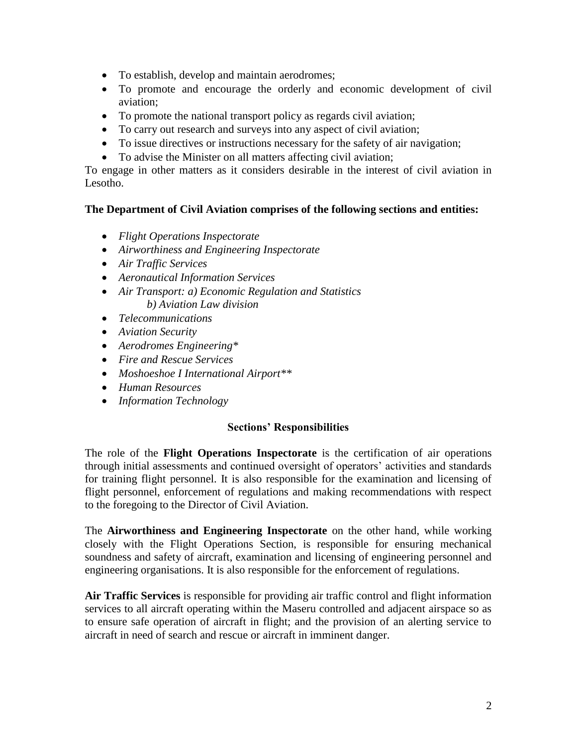- To establish, develop and maintain aerodromes;
- To promote and encourage the orderly and economic development of civil aviation;
- To promote the national transport policy as regards civil aviation;
- To carry out research and surveys into any aspect of civil aviation;
- To issue directives or instructions necessary for the safety of air navigation;
- To advise the Minister on all matters affecting civil aviation;

To engage in other matters as it considers desirable in the interest of civil aviation in Lesotho.

**The Department of Civil Aviation comprises of the following sections and entities:**

- *Flight Operations Inspectorate*
- *Airworthiness and Engineering Inspectorate*
- *Air Traffic Services*
- *Aeronautical Information Services*
- *Air Transport: a) Economic Regulation and Statistics*
  *b) Aviation Law division*
- *Telecommunications*
- *Aviation Security*
- *Aerodromes Engineering**
- *Fire and Rescue Services*
- *Moshoeshoe I International Airport***
- *Human Resources*
- *Information Technology*

**Sections' Responsibilities**

The role of the **Flight Operations Inspectorate** is the certification of air operations through initial assessments and continued oversight of operators' activities and standards for training flight personnel. It is also responsible for the examination and licensing of flight personnel, enforcement of regulations and making recommendations with respect to the foregoing to the Director of Civil Aviation.

The **Airworthiness and Engineering Inspectorate** on the other hand, while working closely with the Flight Operations Section, is responsible for ensuring mechanical soundness and safety of aircraft, examination and licensing of engineering personnel and engineering organisations. It is also responsible for the enforcement of regulations.

**Air Traffic Services** is responsible for providing air traffic control and flight information services to all aircraft operating within the Maseru controlled and adjacent airspace so as to ensure safe operation of aircraft in flight; and the provision of an alerting service to aircraft in need of search and rescue or aircraft in imminent danger.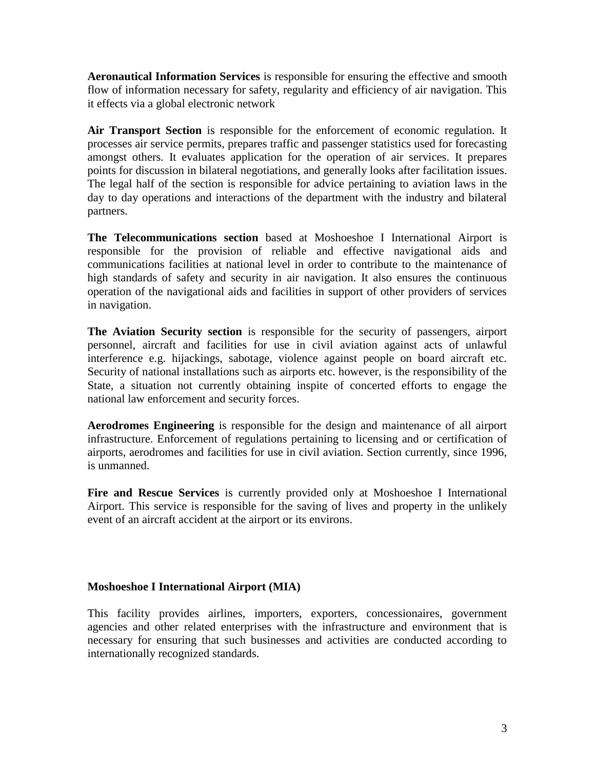**Aeronautical Information Services** is responsible for ensuring the effective and smooth flow of information necessary for safety, regularity and efficiency of air navigation. This it effects via a global electronic network

**Air Transport Section** is responsible for the enforcement of economic regulation. It processes air service permits, prepares traffic and passenger statistics used for forecasting amongst others. It evaluates application for the operation of air services. It prepares points for discussion in bilateral negotiations, and generally looks after facilitation issues. The legal half of the section is responsible for advice pertaining to aviation laws in the day to day operations and interactions of the department with the industry and bilateral partners.

**The Telecommunications section** based at Moshoeshoe I International Airport is responsible for the provision of reliable and effective navigational aids and communications facilities at national level in order to contribute to the maintenance of high standards of safety and security in air navigation. It also ensures the continuous operation of the navigational aids and facilities in support of other providers of services in navigation.

**The Aviation Security section** is responsible for the security of passengers, airport personnel, aircraft and facilities for use in civil aviation against acts of unlawful interference e.g. hijackings, sabotage, violence against people on board aircraft etc. Security of national installations such as airports etc. however, is the responsibility of the State, a situation not currently obtaining inspite of concerted efforts to engage the national law enforcement and security forces.

**Aerodromes Engineering** is responsible for the design and maintenance of all airport infrastructure. Enforcement of regulations pertaining to licensing and or certification of airports, aerodromes and facilities for use in civil aviation. Section currently, since 1996, is unmanned.

**Fire and Rescue Services** is currently provided only at Moshoeshoe I International Airport. This service is responsible for the saving of lives and property in the unlikely event of an aircraft accident at the airport or its environs.

**Moshoeshoe I International Airport (MIA)**

This facility provides airlines, importers, exporters, concessionaires, government agencies and other related enterprises with the infrastructure and environment that is necessary for ensuring that such businesses and activities are conducted according to internationally recognized standards.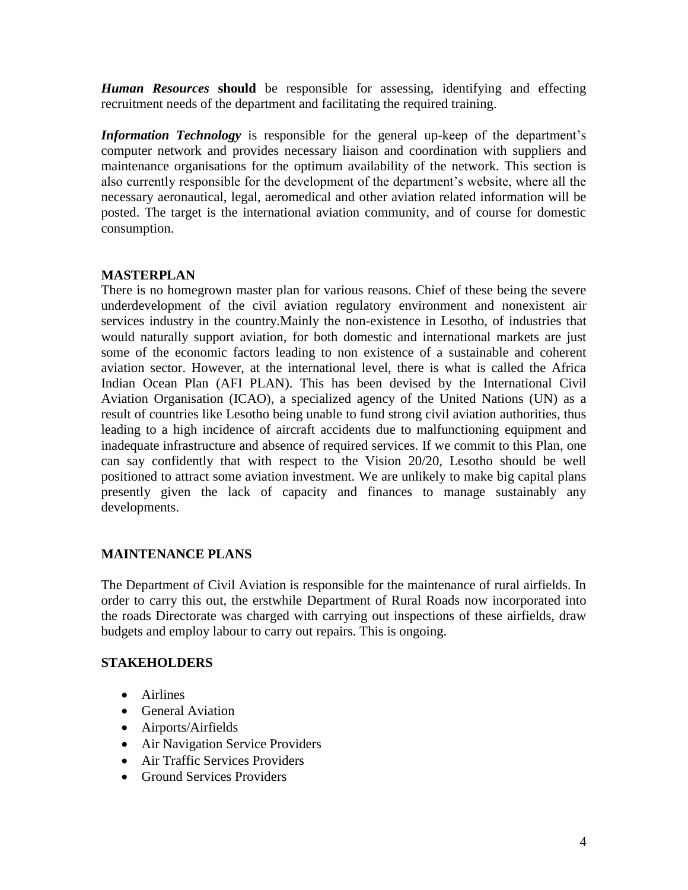***Human Resources*** **should** be responsible for assessing, identifying and effecting recruitment needs of the department and facilitating the required training.

***Information Technology*** is responsible for the general up-keep of the department's computer network and provides necessary liaison and coordination with suppliers and maintenance organisations for the optimum availability of the network. This section is also currently responsible for the development of the department's website, where all the necessary aeronautical, legal, aeromedical and other aviation related information will be posted. The target is the international aviation community, and of course for domestic consumption.

**MASTERPLAN**

There is no homegrown master plan for various reasons. Chief of these being the severe underdevelopment of the civil aviation regulatory environment and nonexistent air services industry in the country.Mainly the non-existence in Lesotho, of industries that would naturally support aviation, for both domestic and international markets are just some of the economic factors leading to non existence of a sustainable and coherent aviation sector. However, at the international level, there is what is called the Africa Indian Ocean Plan (AFI PLAN). This has been devised by the International Civil Aviation Organisation (ICAO), a specialized agency of the United Nations (UN) as a result of countries like Lesotho being unable to fund strong civil aviation authorities, thus leading to a high incidence of aircraft accidents due to malfunctioning equipment and inadequate infrastructure and absence of required services. If we commit to this Plan, one can say confidently that with respect to the Vision 20/20, Lesotho should be well positioned to attract some aviation investment. We are unlikely to make big capital plans presently given the lack of capacity and finances to manage sustainably any developments.

**MAINTENANCE PLANS**

The Department of Civil Aviation is responsible for the maintenance of rural airfields. In order to carry this out, the erstwhile Department of Rural Roads now incorporated into the roads Directorate was charged with carrying out inspections of these airfields, draw budgets and employ labour to carry out repairs. This is ongoing.

**STAKEHOLDERS**

- Airlines
- General Aviation
- Airports/Airfields
- Air Navigation Service Providers
- Air Traffic Services Providers
- Ground Services Providers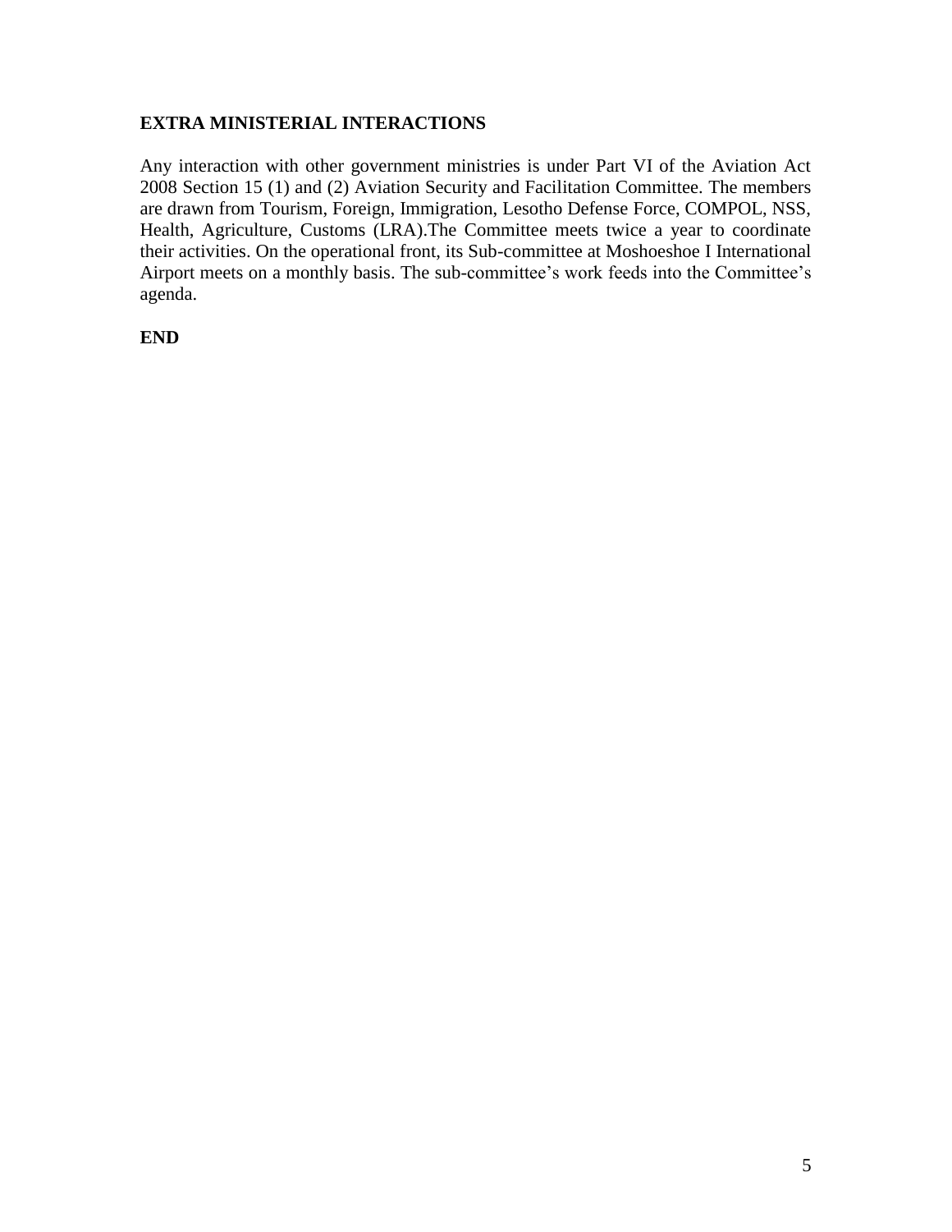**EXTRA MINISTERIAL INTERACTIONS**

Any interaction with other government ministries is under Part VI of the Aviation Act 2008 Section 15 (1) and (2) Aviation Security and Facilitation Committee. The members are drawn from Tourism, Foreign, Immigration, Lesotho Defense Force, COMPOL, NSS, Health, Agriculture, Customs (LRA).The Committee meets twice a year to coordinate their activities. On the operational front, its Sub-committee at Moshoeshoe I International Airport meets on a monthly basis. The sub-committee's work feeds into the Committee's agenda.

**END**